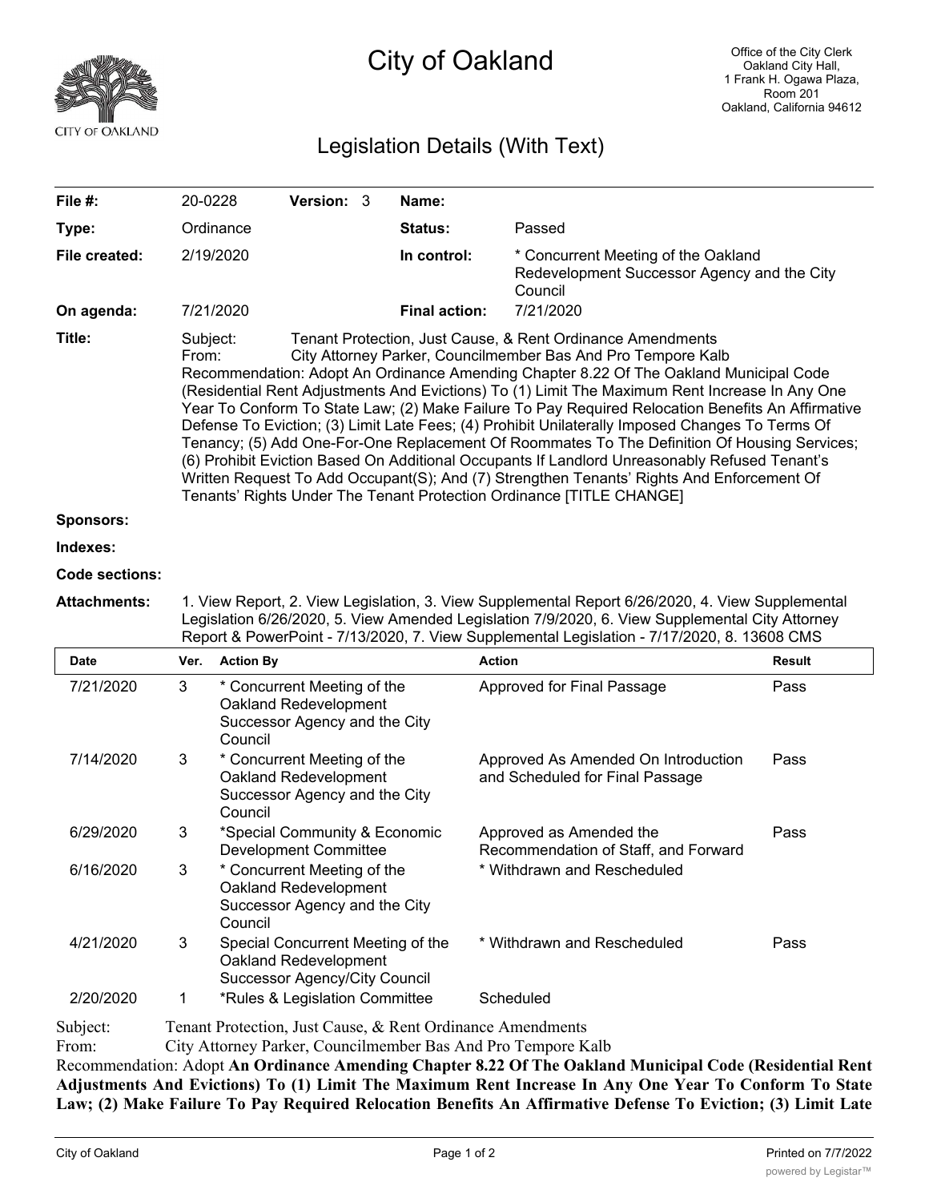# City of Oakland

Office of the City Clerk
Oakland City Hall,
1 Frank H. Ogawa Plaza,
Room 201
Oakland, California 94612

## Legislation Details (With Text)

| | | | | | |
|---|---|---|---|---|---|
| **File #:** | 20-0228 | **Version:** | 3 | **Name:** | |
| **Type:** | Ordinance | | | **Status:** | Passed |
| **File created:** | 2/19/2020 | | | **In control:** | * Concurrent Meeting of the Oakland Redevelopment Successor Agency and the City Council |
| **On agenda:** | 7/21/2020 | | | **Final action:** | 7/21/2020 |

**Title:** Subject: Tenant Protection, Just Cause, & Rent Ordinance Amendments
From: City Attorney Parker, Councilmember Bas And Pro Tempore Kalb
Recommendation: Adopt An Ordinance Amending Chapter 8.22 Of The Oakland Municipal Code (Residential Rent Adjustments And Evictions) To (1) Limit The Maximum Rent Increase In Any One Year To Conform To State Law; (2) Make Failure To Pay Required Relocation Benefits An Affirmative Defense To Eviction; (3) Limit Late Fees; (4) Prohibit Unilaterally Imposed Changes To Terms Of Tenancy; (5) Add One-For-One Replacement Of Roommates To The Definition Of Housing Services; (6) Prohibit Eviction Based On Additional Occupants If Landlord Unreasonably Refused Tenant's Written Request To Add Occupant(S); And (7) Strengthen Tenants' Rights And Enforcement Of Tenants' Rights Under The Tenant Protection Ordinance [TITLE CHANGE]

**Sponsors:**

**Indexes:**

**Code sections:**

**Attachments:** 1. View Report, 2. View Legislation, 3. View Supplemental Report 6/26/2020, 4. View Supplemental Legislation 6/26/2020, 5. View Amended Legislation 7/9/2020, 6. View Supplemental City Attorney Report & PowerPoint - 7/13/2020, 7. View Supplemental Legislation - 7/17/2020, 8. 13608 CMS

| Date | Ver. | Action By | Action | Result |
|---|---|---|---|---|
| 7/21/2020 | 3 | * Concurrent Meeting of the Oakland Redevelopment Successor Agency and the City Council | Approved for Final Passage | Pass |
| 7/14/2020 | 3 | * Concurrent Meeting of the Oakland Redevelopment Successor Agency and the City Council | Approved As Amended On Introduction and Scheduled for Final Passage | Pass |
| 6/29/2020 | 3 | *Special Community & Economic Development Committee | Approved as Amended the Recommendation of Staff, and Forward | Pass |
| 6/16/2020 | 3 | * Concurrent Meeting of the Oakland Redevelopment Successor Agency and the City Council | * Withdrawn and Rescheduled | |
| 4/21/2020 | 3 | Special Concurrent Meeting of the Oakland Redevelopment Successor Agency/City Council | * Withdrawn and Rescheduled | Pass |
| 2/20/2020 | 1 | *Rules & Legislation Committee | Scheduled | |

Subject: Tenant Protection, Just Cause, & Rent Ordinance Amendments
From: City Attorney Parker, Councilmember Bas And Pro Tempore Kalb
Recommendation: Adopt **An Ordinance Amending Chapter 8.22 Of The Oakland Municipal Code (Residential Rent Adjustments And Evictions) To (1) Limit The Maximum Rent Increase In Any One Year To Conform To State Law; (2) Make Failure To Pay Required Relocation Benefits An Affirmative Defense To Eviction; (3) Limit Late**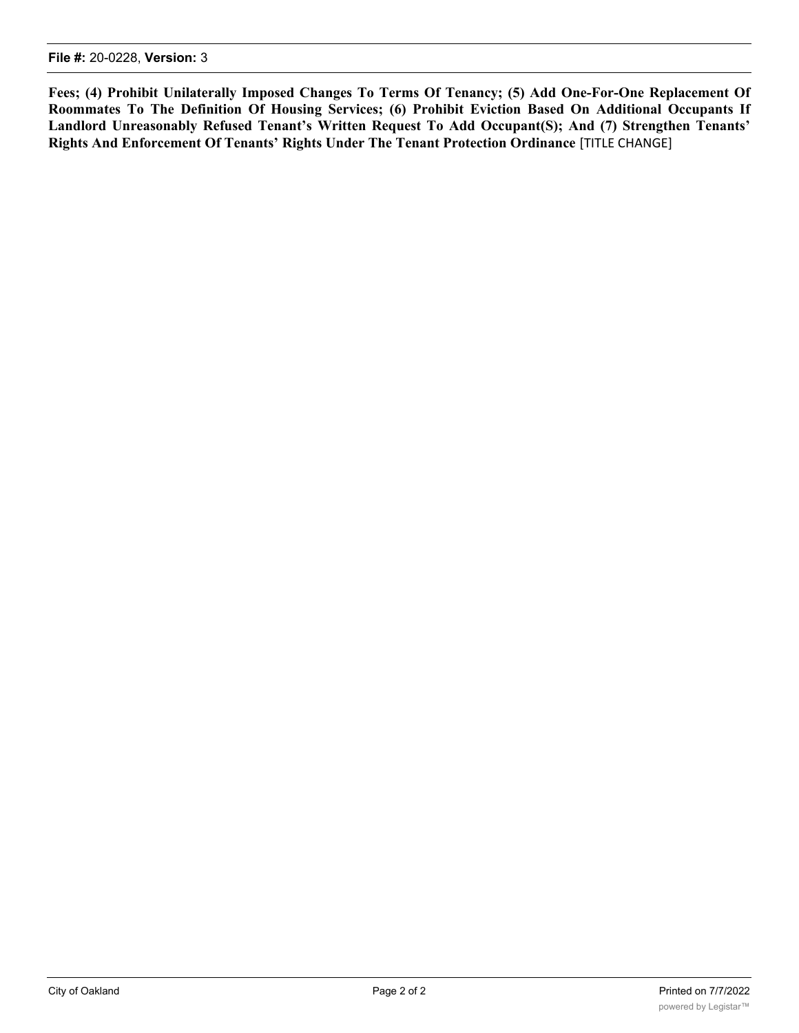**Fees; (4) Prohibit Unilaterally Imposed Changes To Terms Of Tenancy; (5) Add One-For-One Replacement Of Roommates To The Definition Of Housing Services; (6) Prohibit Eviction Based On Additional Occupants If Landlord Unreasonably Refused Tenant's Written Request To Add Occupant(S); And (7) Strengthen Tenants' Rights And Enforcement Of Tenants' Rights Under The Tenant Protection Ordinance** [TITLE CHANGE]